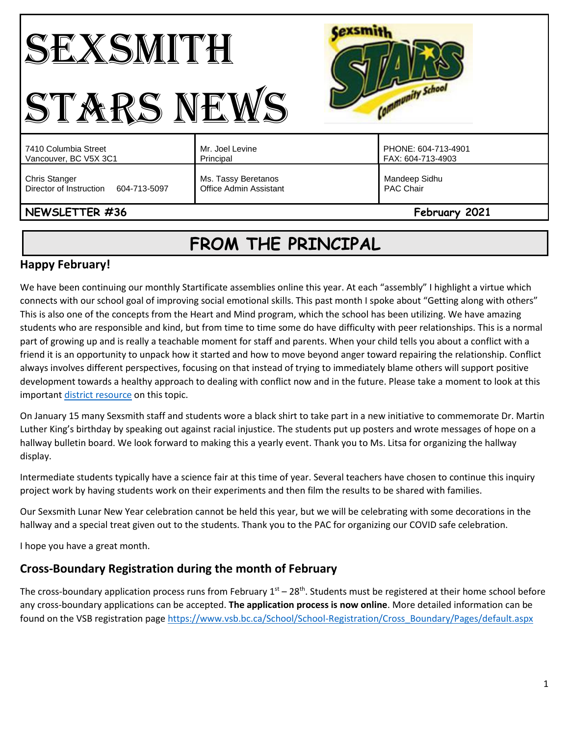# SEXSMITH STARS NEWS

| 7410 Columbia Street<br>Vancouver, BC V5X 3C1 | Mr. Joel Levine<br>Principal | PHONE: 604-713-4901<br>FAX: 604-713-4903 |
|---|---|---|
| Chris Stanger<br>Director of Instruction 604-713-5097 | Ms. Tassy Beretanos<br>Office Admin Assistant | Mandeep Sidhu<br>PAC Chair |

**NEWSLETTER #36** **February 2021**

## FROM THE PRINCIPAL

### Happy February!

We have been continuing our monthly Startificate assemblies online this year. At each "assembly" I highlight a virtue which connects with our school goal of improving social emotional skills. This past month I spoke about "Getting along with others" This is also one of the concepts from the Heart and Mind program, which the school has been utilizing. We have amazing students who are responsible and kind, but from time to time some do have difficulty with peer relationships. This is a normal part of growing up and is really a teachable moment for staff and parents. When your child tells you about a conflict with a friend it is an opportunity to unpack how it started and how to move beyond anger toward repairing the relationship. Conflict always involves different perspectives, focusing on that instead of trying to immediately blame others will support positive development towards a healthy approach to dealing with conflict now and in the future. Please take a moment to look at this important district resource on this topic.

On January 15 many Sexsmith staff and students wore a black shirt to take part in a new initiative to commemorate Dr. Martin Luther King's birthday by speaking out against racial injustice. The students put up posters and wrote messages of hope on a hallway bulletin board. We look forward to making this a yearly event. Thank you to Ms. Litsa for organizing the hallway display.

Intermediate students typically have a science fair at this time of year. Several teachers have chosen to continue this inquiry project work by having students work on their experiments and then film the results to be shared with families.

Our Sexsmith Lunar New Year celebration cannot be held this year, but we will be celebrating with some decorations in the hallway and a special treat given out to the students. Thank you to the PAC for organizing our COVID safe celebration.

I hope you have a great month.

### Cross-Boundary Registration during the month of February

The cross-boundary application process runs from February 1st – 28th. Students must be registered at their home school before any cross-boundary applications can be accepted. **The application process is now online**. More detailed information can be found on the VSB registration page https://www.vsb.bc.ca/School/School-Registration/Cross_Boundary/Pages/default.aspx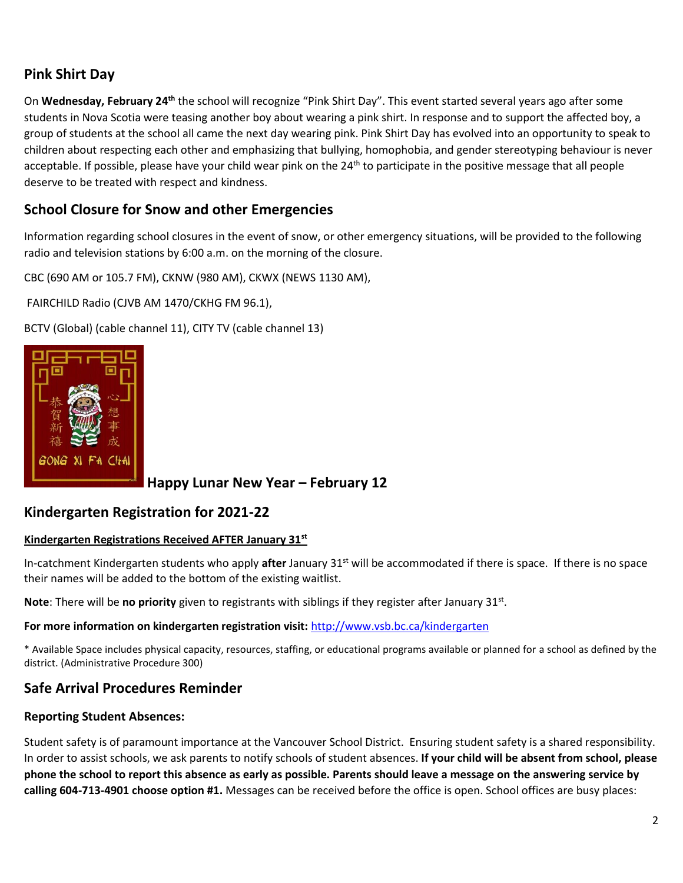## Pink Shirt Day

On **Wednesday, February 24th** the school will recognize "Pink Shirt Day". This event started several years ago after some students in Nova Scotia were teasing another boy about wearing a pink shirt. In response and to support the affected boy, a group of students at the school all came the next day wearing pink. Pink Shirt Day has evolved into an opportunity to speak to children about respecting each other and emphasizing that bullying, homophobia, and gender stereotyping behaviour is never acceptable. If possible, please have your child wear pink on the 24th to participate in the positive message that all people deserve to be treated with respect and kindness.

## School Closure for Snow and other Emergencies

Information regarding school closures in the event of snow, or other emergency situations, will be provided to the following radio and television stations by 6:00 a.m. on the morning of the closure.

CBC (690 AM or 105.7 FM), CKNW (980 AM), CKWX (NEWS 1130 AM),

FAIRCHILD Radio (CJVB AM 1470/CKHG FM 96.1),

BCTV (Global) (cable channel 11), CITY TV (cable channel 13)

**Happy Lunar New Year – February 12**

## Kindergarten Registration for 2021-22

**Kindergarten Registrations Received AFTER January 31st**

In-catchment Kindergarten students who apply **after** January 31st will be accommodated if there is space. If there is no space their names will be added to the bottom of the existing waitlist.

**Note**: There will be **no priority** given to registrants with siblings if they register after January 31st.

**For more information on kindergarten registration visit:** http://www.vsb.bc.ca/kindergarten

* Available Space includes physical capacity, resources, staffing, or educational programs available or planned for a school as defined by the district. (Administrative Procedure 300)

## Safe Arrival Procedures Reminder

### Reporting Student Absences:

Student safety is of paramount importance at the Vancouver School District. Ensuring student safety is a shared responsibility. In order to assist schools, we ask parents to notify schools of student absences. **If your child will be absent from school, please phone the school to report this absence as early as possible. Parents should leave a message on the answering service by calling 604-713-4901 choose option #1.** Messages can be received before the office is open. School offices are busy places: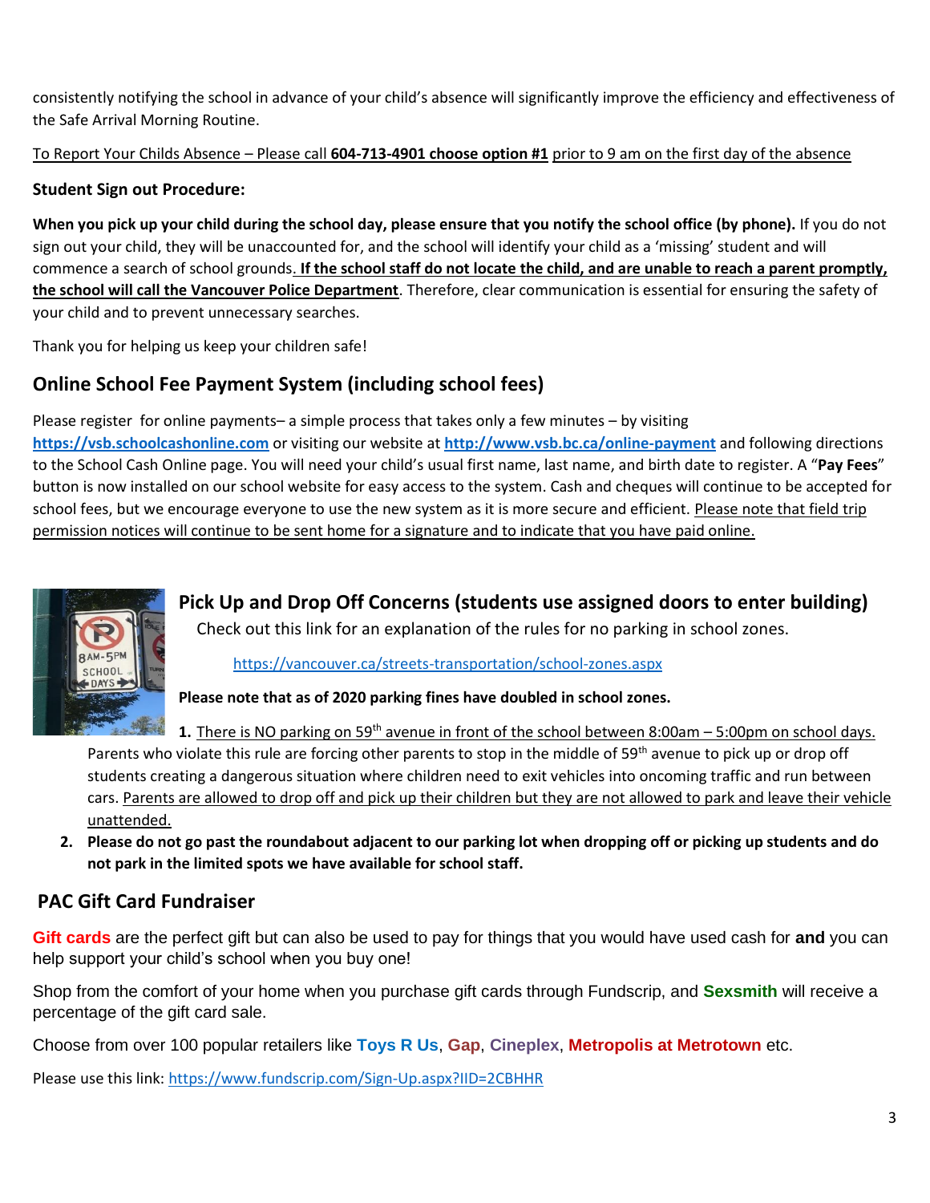consistently notifying the school in advance of your child's absence will significantly improve the efficiency and effectiveness of the Safe Arrival Morning Routine.

To Report Your Childs Absence – Please call **604-713-4901 choose option #1** prior to 9 am on the first day of the absence

**Student Sign out Procedure:**

**When you pick up your child during the school day, please ensure that you notify the school office (by phone).** If you do not sign out your child, they will be unaccounted for, and the school will identify your child as a 'missing' student and will commence a search of school grounds. **If the school staff do not locate the child, and are unable to reach a parent promptly, the school will call the Vancouver Police Department**. Therefore, clear communication is essential for ensuring the safety of your child and to prevent unnecessary searches.

Thank you for helping us keep your children safe!

## Online School Fee Payment System (including school fees)

Please register for online payments– a simple process that takes only a few minutes – by visiting **https://vsb.schoolcashonline.com** or visiting our website at **http://www.vsb.bc.ca/online-payment** and following directions to the School Cash Online page. You will need your child's usual first name, last name, and birth date to register. A "**Pay Fees**" button is now installed on our school website for easy access to the system. Cash and cheques will continue to be accepted for school fees, but we encourage everyone to use the new system as it is more secure and efficient. Please note that field trip permission notices will continue to be sent home for a signature and to indicate that you have paid online.

## Pick Up and Drop Off Concerns (students use assigned doors to enter building)

Check out this link for an explanation of the rules for no parking in school zones.

https://vancouver.ca/streets-transportation/school-zones.aspx

**Please note that as of 2020 parking fines have doubled in school zones.**

1. There is NO parking on 59th avenue in front of the school between 8:00am – 5:00pm on school days. Parents who violate this rule are forcing other parents to stop in the middle of 59th avenue to pick up or drop off students creating a dangerous situation where children need to exit vehicles into oncoming traffic and run between cars. Parents are allowed to drop off and pick up their children but they are not allowed to park and leave their vehicle unattended.
2. **Please do not go past the roundabout adjacent to our parking lot when dropping off or picking up students and do not park in the limited spots we have available for school staff.**

## PAC Gift Card Fundraiser

**Gift cards** are the perfect gift but can also be used to pay for things that you would have used cash for **and** you can help support your child's school when you buy one!

Shop from the comfort of your home when you purchase gift cards through Fundscrip, and **Sexsmith** will receive a percentage of the gift card sale.

Choose from over 100 popular retailers like **Toys R Us**, **Gap**, **Cineplex**, **Metropolis at Metrotown** etc.

Please use this link: https://www.fundscrip.com/Sign-Up.aspx?IID=2CBHHR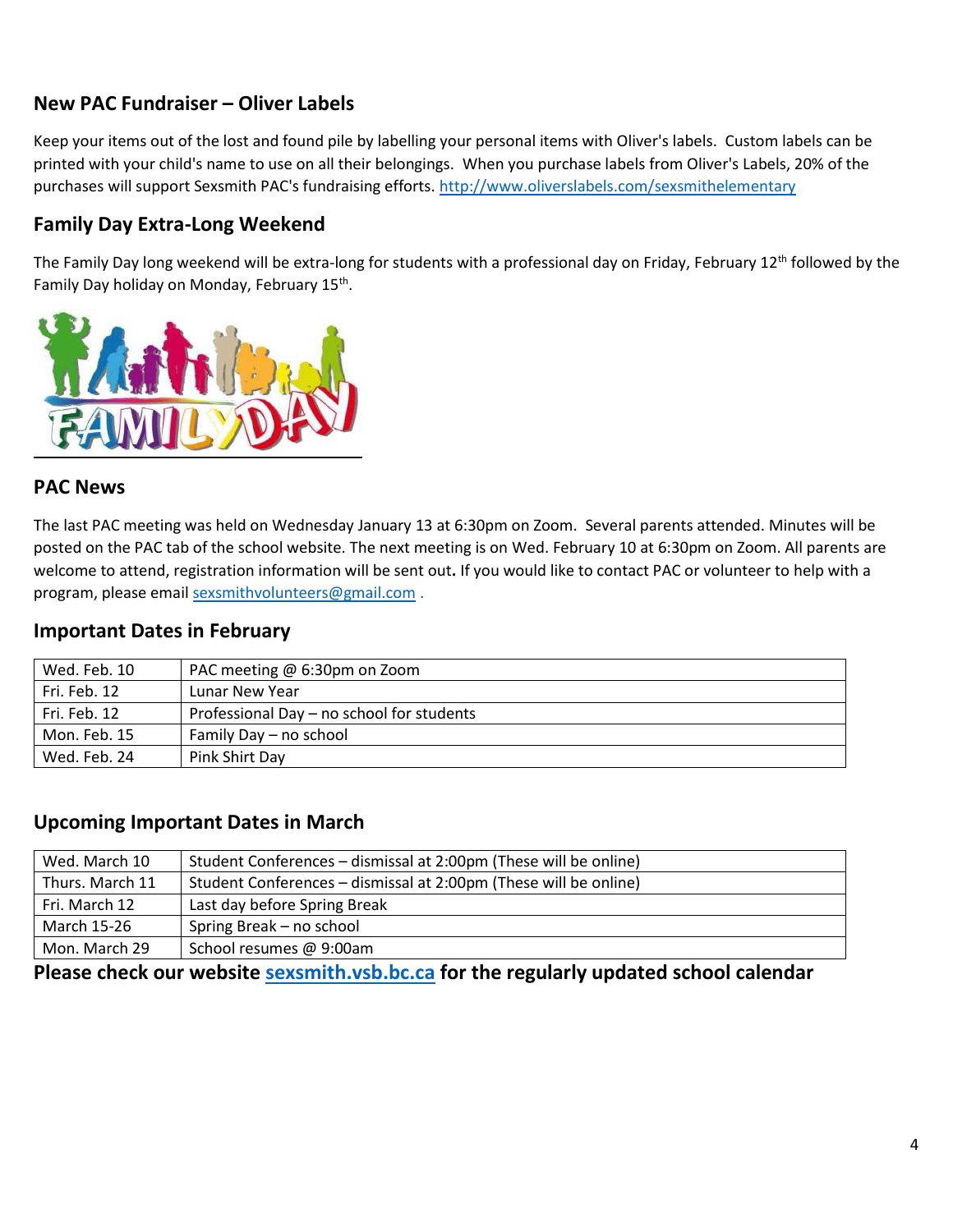## New PAC Fundraiser – Oliver Labels

Keep your items out of the lost and found pile by labelling your personal items with Oliver's labels. Custom labels can be printed with your child's name to use on all their belongings. When you purchase labels from Oliver's Labels, 20% of the purchases will support Sexsmith PAC's fundraising efforts. http://www.oliverslabels.com/sexsmithelementary

## Family Day Extra-Long Weekend

The Family Day long weekend will be extra-long for students with a professional day on Friday, February 12th followed by the Family Day holiday on Monday, February 15th.

## PAC News

The last PAC meeting was held on Wednesday January 13 at 6:30pm on Zoom. Several parents attended. Minutes will be posted on the PAC tab of the school website. The next meeting is on Wed. February 10 at 6:30pm on Zoom. All parents are welcome to attend, registration information will be sent out. If you would like to contact PAC or volunteer to help with a program, please email sexsmithvolunteers@gmail.com .

## Important Dates in February

| | |
|---|---|
| Wed. Feb. 10 | PAC meeting @ 6:30pm on Zoom |
| Fri. Feb. 12 | Lunar New Year |
| Fri. Feb. 12 | Professional Day – no school for students |
| Mon. Feb. 15 | Family Day – no school |
| Wed. Feb. 24 | Pink Shirt Day |

## Upcoming Important Dates in March

| | |
|---|---|
| Wed. March 10 | Student Conferences – dismissal at 2:00pm (These will be online) |
| Thurs. March 11 | Student Conferences – dismissal at 2:00pm (These will be online) |
| Fri. March 12 | Last day before Spring Break |
| March 15-26 | Spring Break – no school |
| Mon. March 29 | School resumes @ 9:00am |

**Please check our website sexsmith.vsb.bc.ca for the regularly updated school calendar**